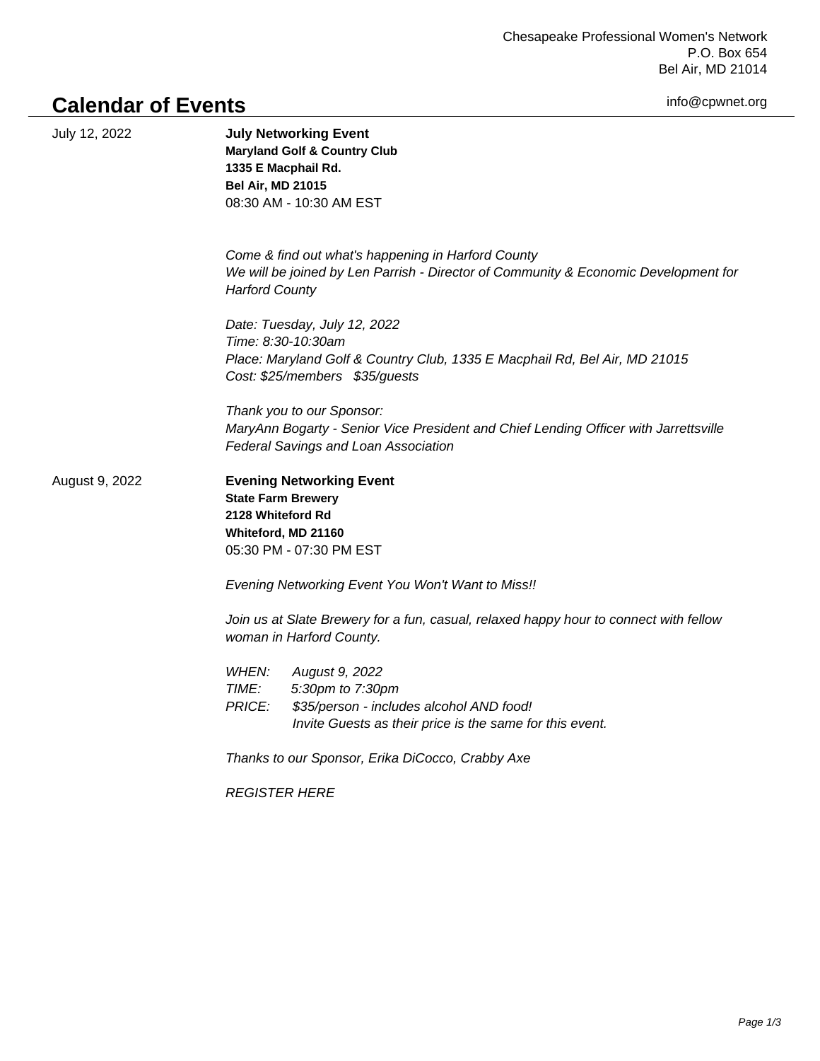Chesapeake Professional Women's Network
P.O. Box 654
Bel Air, MD 21014

info@cpwnet.org

# Calendar of Events

July 12, 2022

**July Networking Event**
**Maryland Golf & Country Club**
**1335 E Macphail Rd.**
**Bel Air, MD 21015**
08:30 AM - 10:30 AM EST

*Come & find out what's happening in Harford County*
*We will be joined by Len Parrish - Director of Community & Economic Development for Harford County*

*Date: Tuesday, July 12, 2022*
*Time: 8:30-10:30am*
*Place: Maryland Golf & Country Club, 1335 E Macphail Rd, Bel Air, MD 21015*
*Cost: $25/members   $35/guests*

*Thank you to our Sponsor:*
*MaryAnn Bogarty - Senior Vice President and Chief Lending Officer with Jarrettsville Federal Savings and Loan Association*

August 9, 2022

**Evening Networking Event**
**State Farm Brewery**
**2128 Whiteford Rd**
**Whiteford, MD 21160**
05:30 PM - 07:30 PM EST

*Evening Networking Event You Won't Want to Miss!!*

*Join us at Slate Brewery for a fun, casual, relaxed happy hour to connect with fellow woman in Harford County.*

*WHEN:   August 9, 2022*
*TIME:   5:30pm to 7:30pm*
*PRICE:   $35/person - includes alcohol AND food!*
*Invite Guests as their price is the same for this event.*

*Thanks to our Sponsor, Erika DiCocco, Crabby Axe*

*REGISTER HERE*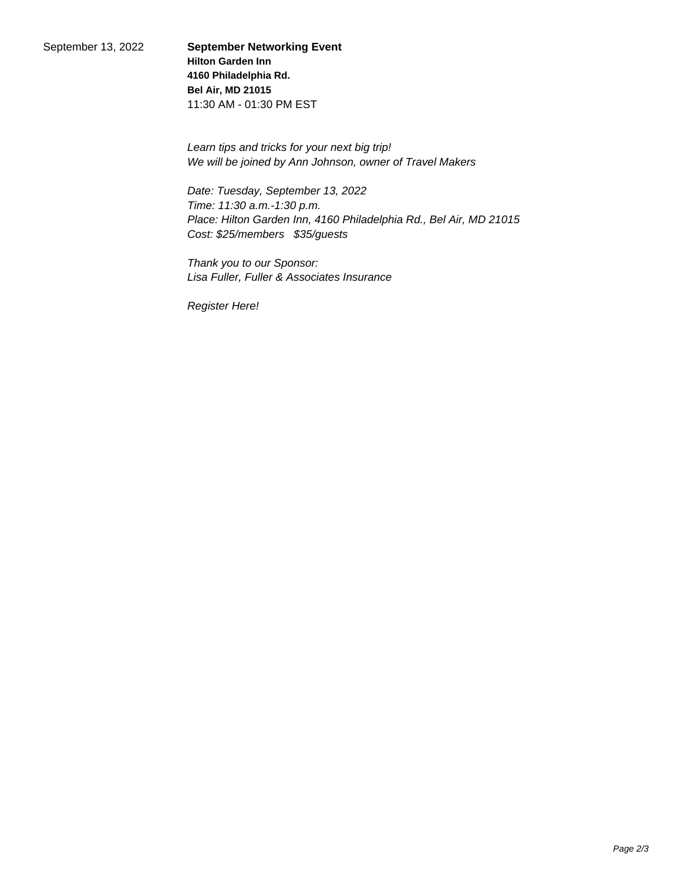September 13, 2022

**September Networking Event**
**Hilton Garden Inn**
**4160 Philadelphia Rd.**
**Bel Air, MD 21015**
11:30 AM - 01:30 PM EST

*Learn tips and tricks for your next big trip!*
*We will be joined by Ann Johnson, owner of Travel Makers*

*Date: Tuesday, September 13, 2022*
*Time: 11:30 a.m.-1:30 p.m.*
*Place: Hilton Garden Inn, 4160 Philadelphia Rd., Bel Air, MD 21015*
*Cost: $25/members   $35/guests*

*Thank you to our Sponsor:*
*Lisa Fuller, Fuller & Associates Insurance*

*Register Here!*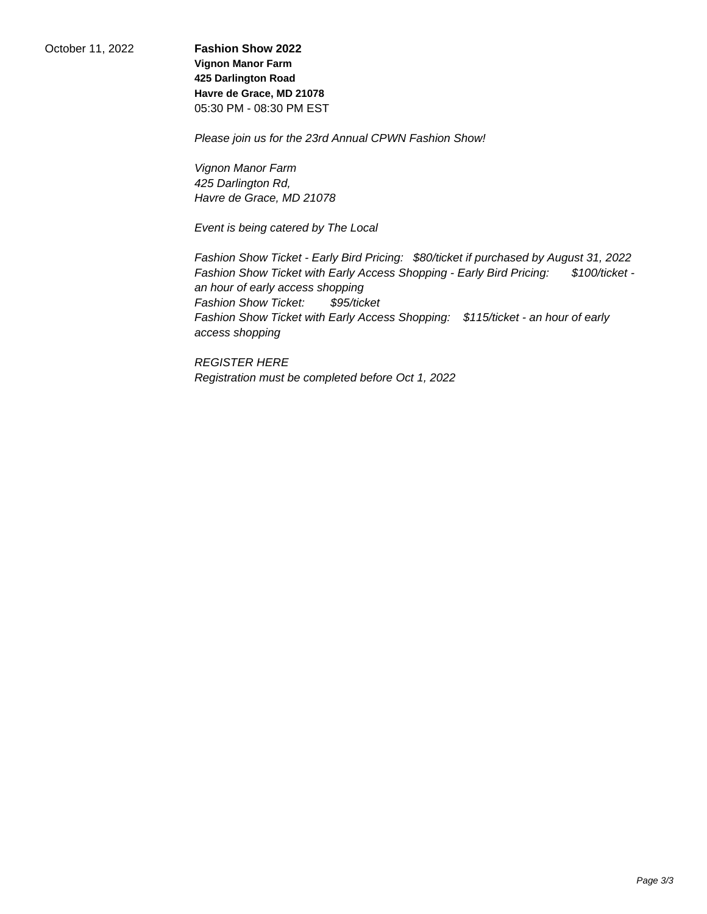October 11, 2022

**Fashion Show 2022**
**Vignon Manor Farm**
**425 Darlington Road**
**Havre de Grace, MD 21078**
05:30 PM - 08:30 PM EST

*Please join us for the 23rd Annual CPWN Fashion Show!*

*Vignon Manor Farm*
*425 Darlington Rd,*
*Havre de Grace, MD 21078*

*Event is being catered by The Local*

*Fashion Show Ticket - Early Bird Pricing: $80/ticket if purchased by August 31, 2022*
*Fashion Show Ticket with Early Access Shopping - Early Bird Pricing: $100/ticket - an hour of early access shopping*
*Fashion Show Ticket: $95/ticket*
*Fashion Show Ticket with Early Access Shopping: $115/ticket - an hour of early access shopping*

*REGISTER HERE*
*Registration must be completed before Oct 1, 2022*